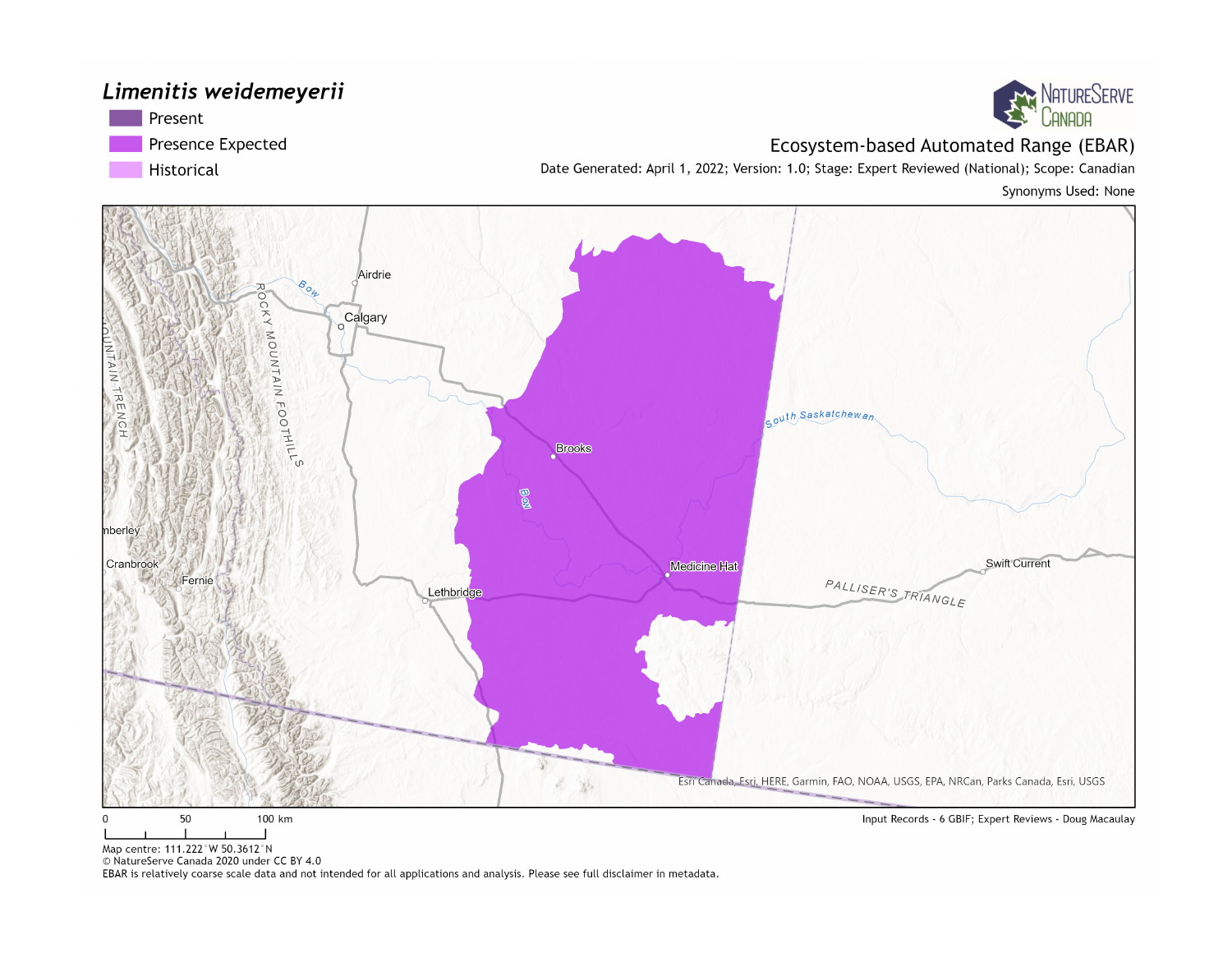# *Limenitis weidemeyerii*

- Present
- Presence Expected
- Historical

NatureServe Canada

## Ecosystem-based Automated Range (EBAR)

Date Generated: April 1, 2022; Version: 1.0; Stage: Expert Reviewed (National); Scope: Canadian

Synonyms Used: None

Airdrie, Calgary, Bow, ROCKY MOUNTAIN FOOTHILLS, MOUNTAIN TRENCH, Brooks, Bow, South Saskatchewan, Kimberley, Cranbrook, Fernie, Lethbridge, Medicine Hat, Swift Current, PALLISER'S TRIANGLE

Esri Canada, Esri, HERE, Garmin, FAO, NOAA, USGS, EPA, NRCan, Parks Canada, Esri, USGS

0 50 100 km

Input Records - 6 GBIF; Expert Reviews - Doug Macaulay

Map centre: 111.222°W 50.3612°N

© NatureServe Canada 2020 under CC BY 4.0

EBAR is relatively coarse scale data and not intended for all applications and analysis. Please see full disclaimer in metadata.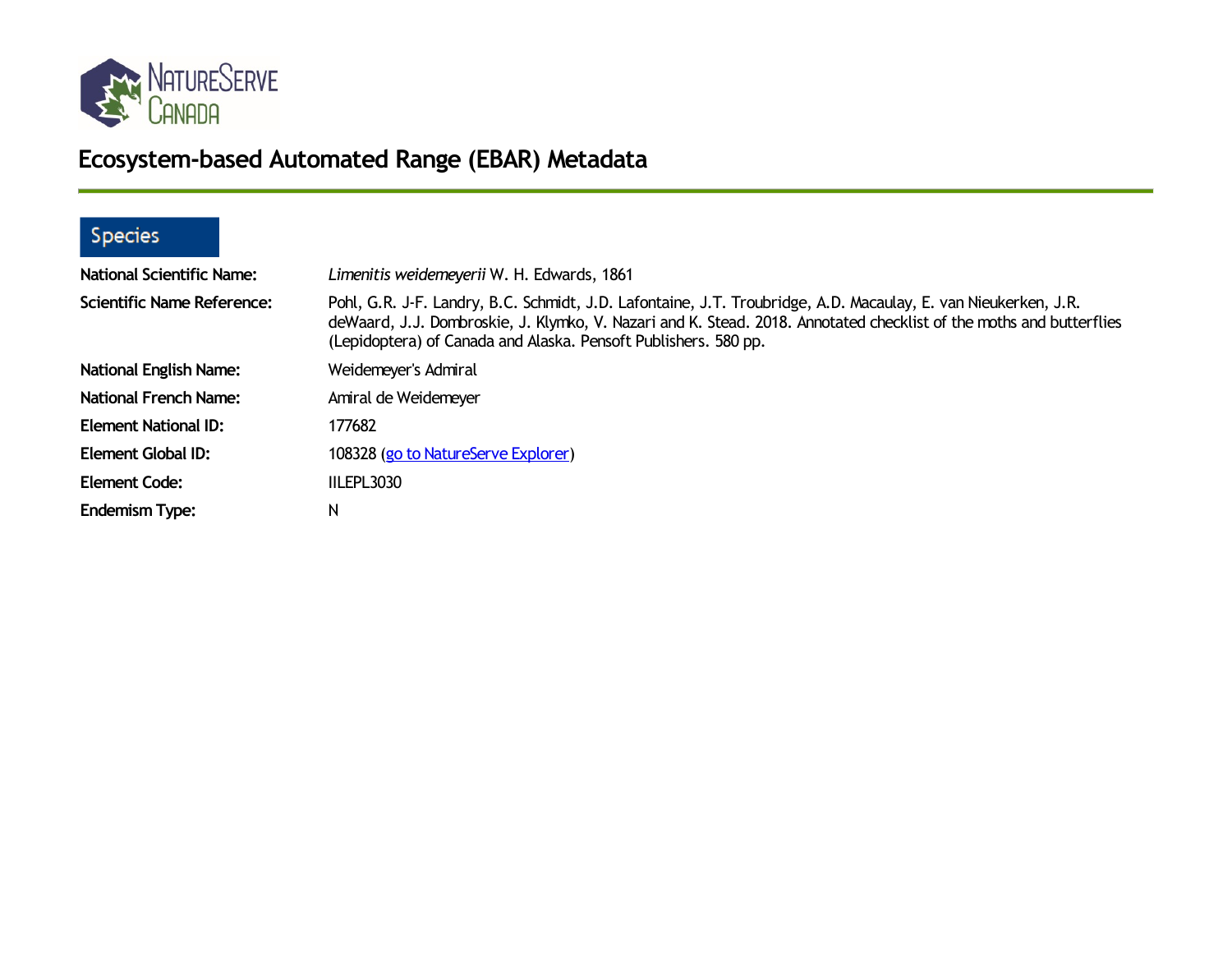# Ecosystem-based Automated Range (EBAR) Metadata

## Species

**National Scientific Name:** *Limenitis weidemeyerii* W. H. Edwards, 1861

**Scientific Name Reference:** Pohl, G.R. J-F. Landry, B.C. Schmidt, J.D. Lafontaine, J.T. Troubridge, A.D. Macaulay, E. van Nieukerken, J.R. deWaard, J.J. Dombroskie, J. Klymko, V. Nazari and K. Stead. 2018. Annotated checklist of the moths and butterflies (Lepidoptera) of Canada and Alaska. Pensoft Publishers. 580 pp.

**National English Name:** Weidemeyer's Admiral

**National French Name:** Amiral de Weidemeyer

**Element National ID:** 177682

**Element Global ID:** 108328 (go to NatureServe Explorer)

**Element Code:** IILEPL3030

**Endemism Type:** N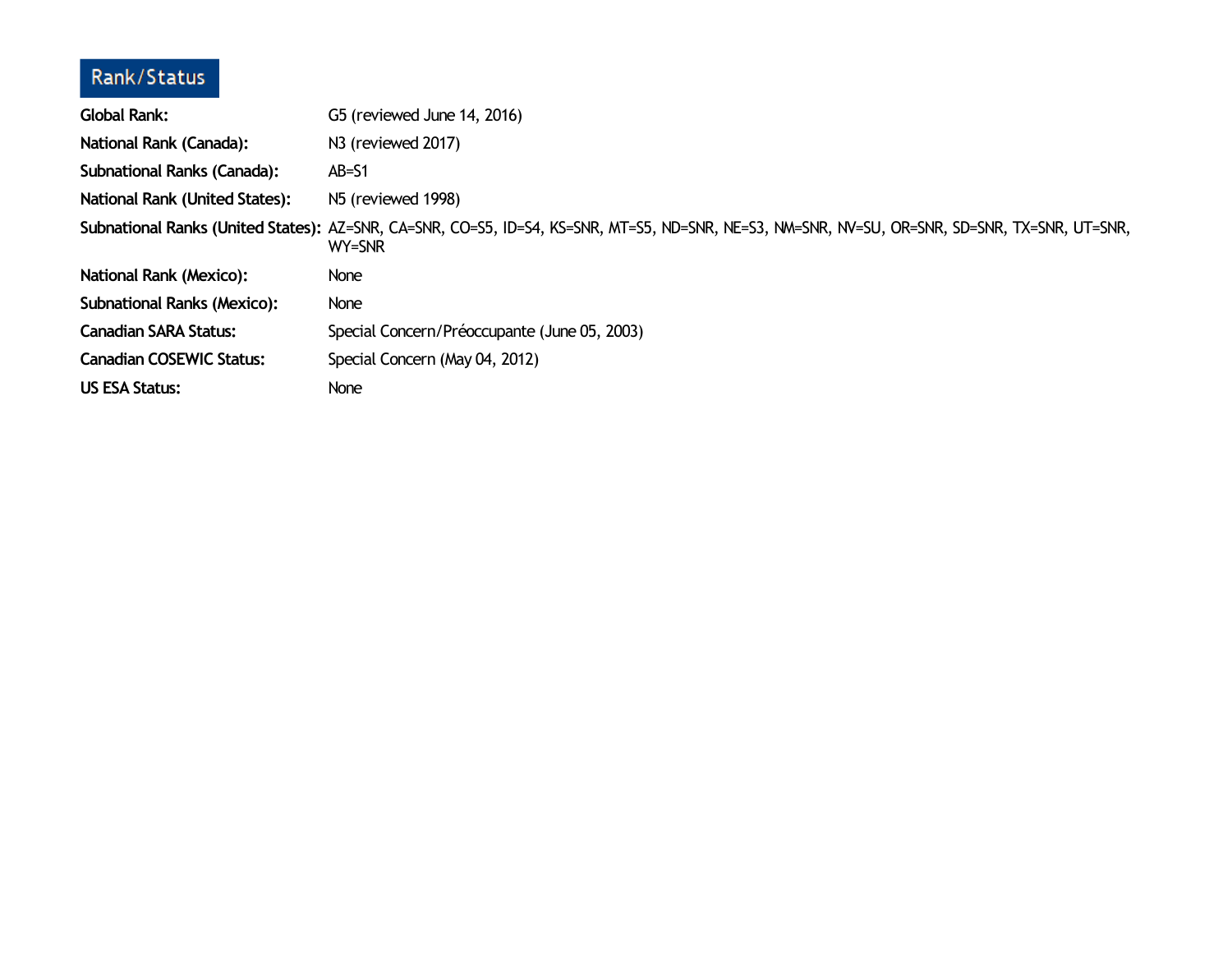## Rank/Status

| | |
|---|---|
| **Global Rank:** | G5 (reviewed June 14, 2016) |
| **National Rank (Canada):** | N3 (reviewed 2017) |
| **Subnational Ranks (Canada):** | AB=S1 |
| **National Rank (United States):** | N5 (reviewed 1998) |
| **Subnational Ranks (United States):** | AZ=SNR, CA=SNR, CO=S5, ID=S4, KS=SNR, MT=S5, ND=SNR, NE=S3, NM=SNR, NV=SU, OR=SNR, SD=SNR, TX=SNR, UT=SNR, WY=SNR |
| **National Rank (Mexico):** | None |
| **Subnational Ranks (Mexico):** | None |
| **Canadian SARA Status:** | Special Concern/Préoccupante (June 05, 2003) |
| **Canadian COSEWIC Status:** | Special Concern (May 04, 2012) |
| **US ESA Status:** | None |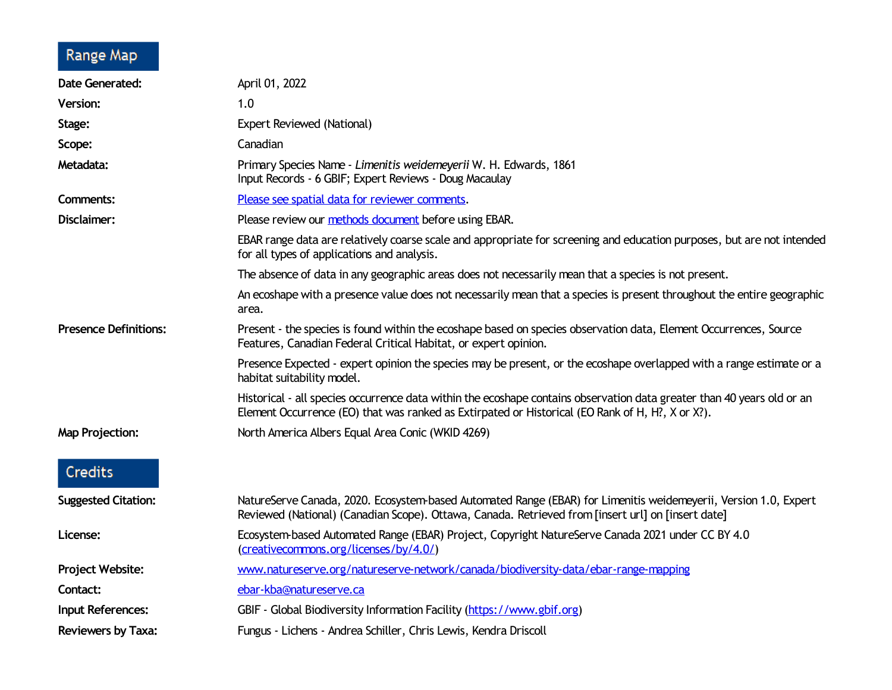## Range Map

**Date Generated:** April 01, 2022

**Version:** 1.0

**Stage:** Expert Reviewed (National)

**Scope:** Canadian

**Metadata:** Primary Species Name - *Limenitis weidemeyerii* W. H. Edwards, 1861
Input Records - 6 GBIF; Expert Reviews - Doug Macaulay

**Comments:** [Please see spatial data for reviewer comments](#).

**Disclaimer:** Please review our [methods document](#) before using EBAR.

EBAR range data are relatively coarse scale and appropriate for screening and education purposes, but are not intended for all types of applications and analysis.

The absence of data in any geographic areas does not necessarily mean that a species is not present.

An ecoshape with a presence value does not necessarily mean that a species is present throughout the entire geographic area.

**Presence Definitions:** Present - the species is found within the ecoshape based on species observation data, Element Occurrences, Source Features, Canadian Federal Critical Habitat, or expert opinion.

Presence Expected - expert opinion the species may be present, or the ecoshape overlapped with a range estimate or a habitat suitability model.

Historical - all species occurrence data within the ecoshape contains observation data greater than 40 years old or an Element Occurrence (EO) that was ranked as Extirpated or Historical (EO Rank of H, H?, X or X?).

**Map Projection:** North America Albers Equal Area Conic (WKID 4269)

## Credits

**Suggested Citation:** NatureServe Canada, 2020. Ecosystem-based Automated Range (EBAR) for Limenitis weidemeyerii, Version 1.0, Expert Reviewed (National) (Canadian Scope). Ottawa, Canada. Retrieved from [insert url] on [insert date]

**License:** Ecosystem-based Automated Range (EBAR) Project, Copyright NatureServe Canada 2021 under CC BY 4.0 ([creativecommons.org/licenses/by/4.0/](https://creativecommons.org/licenses/by/4.0/))

**Project Website:** [www.natureserve.org/natureserve-network/canada/biodiversity-data/ebar-range-mapping](https://www.natureserve.org/natureserve-network/canada/biodiversity-data/ebar-range-mapping)

**Contact:** [ebar-kba@natureserve.ca](mailto:ebar-kba@natureserve.ca)

**Input References:** GBIF - Global Biodiversity Information Facility ([https://www.gbif.org](https://www.gbif.org))

**Reviewers by Taxa:** Fungus - Lichens - Andrea Schiller, Chris Lewis, Kendra Driscoll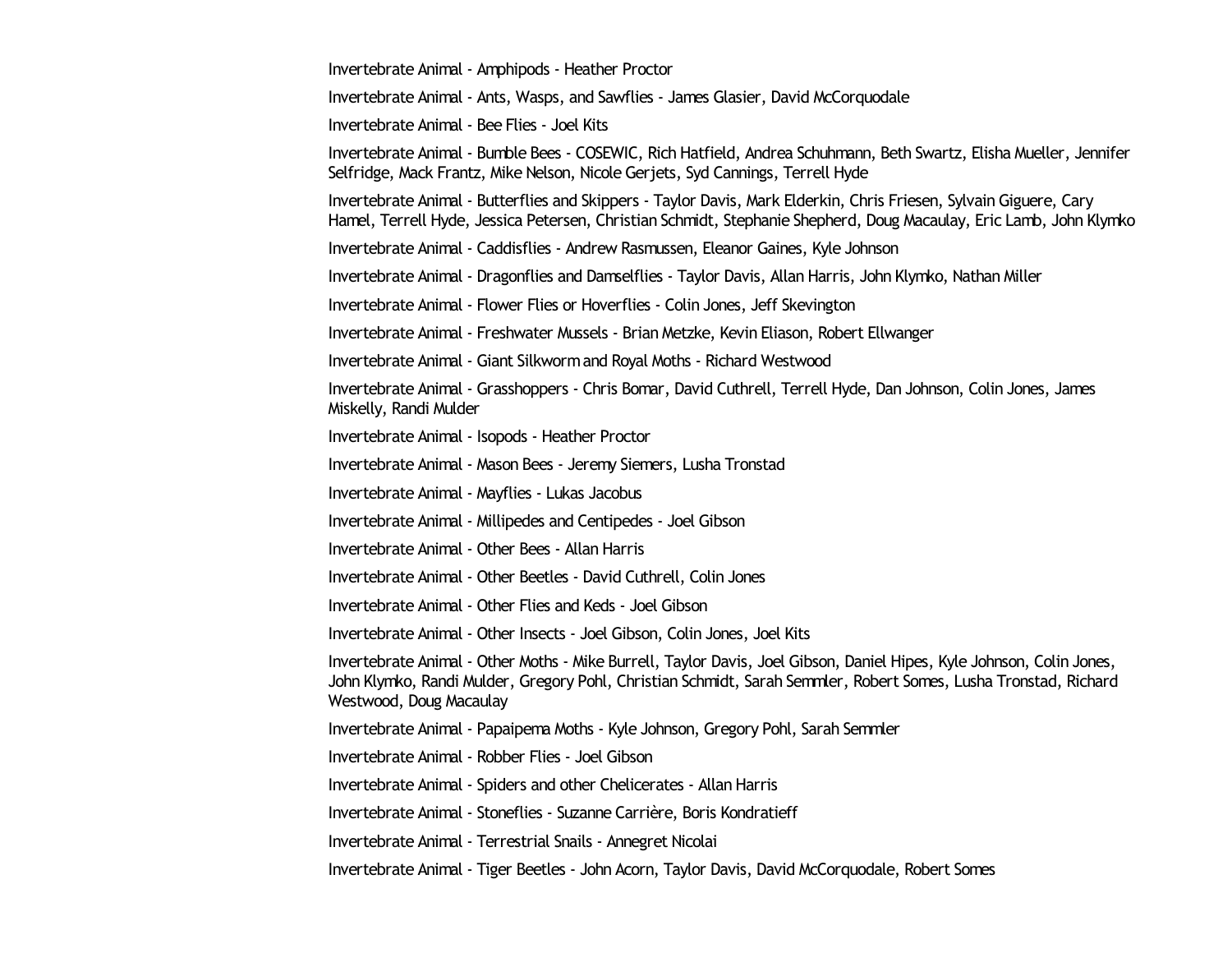Invertebrate Animal - Amphipods - Heather Proctor

Invertebrate Animal - Ants, Wasps, and Sawflies - James Glasier, David McCorquodale

Invertebrate Animal - Bee Flies - Joel Kits

Invertebrate Animal - Bumble Bees - COSEWIC, Rich Hatfield, Andrea Schuhmann, Beth Swartz, Elisha Mueller, Jennifer Selfridge, Mack Frantz, Mike Nelson, Nicole Gerjets, Syd Cannings, Terrell Hyde

Invertebrate Animal - Butterflies and Skippers - Taylor Davis, Mark Elderkin, Chris Friesen, Sylvain Giguere, Cary Hamel, Terrell Hyde, Jessica Petersen, Christian Schmidt, Stephanie Shepherd, Doug Macaulay, Eric Lamb, John Klymko

Invertebrate Animal - Caddisflies - Andrew Rasmussen, Eleanor Gaines, Kyle Johnson

Invertebrate Animal - Dragonflies and Damselflies - Taylor Davis, Allan Harris, John Klymko, Nathan Miller

Invertebrate Animal - Flower Flies or Hoverflies - Colin Jones, Jeff Skevington

Invertebrate Animal - Freshwater Mussels - Brian Metzke, Kevin Eliason, Robert Ellwanger

Invertebrate Animal - Giant Silkworm and Royal Moths - Richard Westwood

Invertebrate Animal - Grasshoppers - Chris Bomar, David Cuthrell, Terrell Hyde, Dan Johnson, Colin Jones, James Miskelly, Randi Mulder

Invertebrate Animal - Isopods - Heather Proctor

Invertebrate Animal - Mason Bees - Jeremy Siemers, Lusha Tronstad

Invertebrate Animal - Mayflies - Lukas Jacobus

Invertebrate Animal - Millipedes and Centipedes - Joel Gibson

Invertebrate Animal - Other Bees - Allan Harris

Invertebrate Animal - Other Beetles - David Cuthrell, Colin Jones

Invertebrate Animal - Other Flies and Keds - Joel Gibson

Invertebrate Animal - Other Insects - Joel Gibson, Colin Jones, Joel Kits

Invertebrate Animal - Other Moths - Mike Burrell, Taylor Davis, Joel Gibson, Daniel Hipes, Kyle Johnson, Colin Jones, John Klymko, Randi Mulder, Gregory Pohl, Christian Schmidt, Sarah Semmler, Robert Somes, Lusha Tronstad, Richard Westwood, Doug Macaulay

Invertebrate Animal - Papaipema Moths - Kyle Johnson, Gregory Pohl, Sarah Semmler

Invertebrate Animal - Robber Flies - Joel Gibson

Invertebrate Animal - Spiders and other Chelicerates - Allan Harris

Invertebrate Animal - Stoneflies - Suzanne Carrière, Boris Kondratieff

Invertebrate Animal - Terrestrial Snails - Annegret Nicolai

Invertebrate Animal - Tiger Beetles - John Acorn, Taylor Davis, David McCorquodale, Robert Somes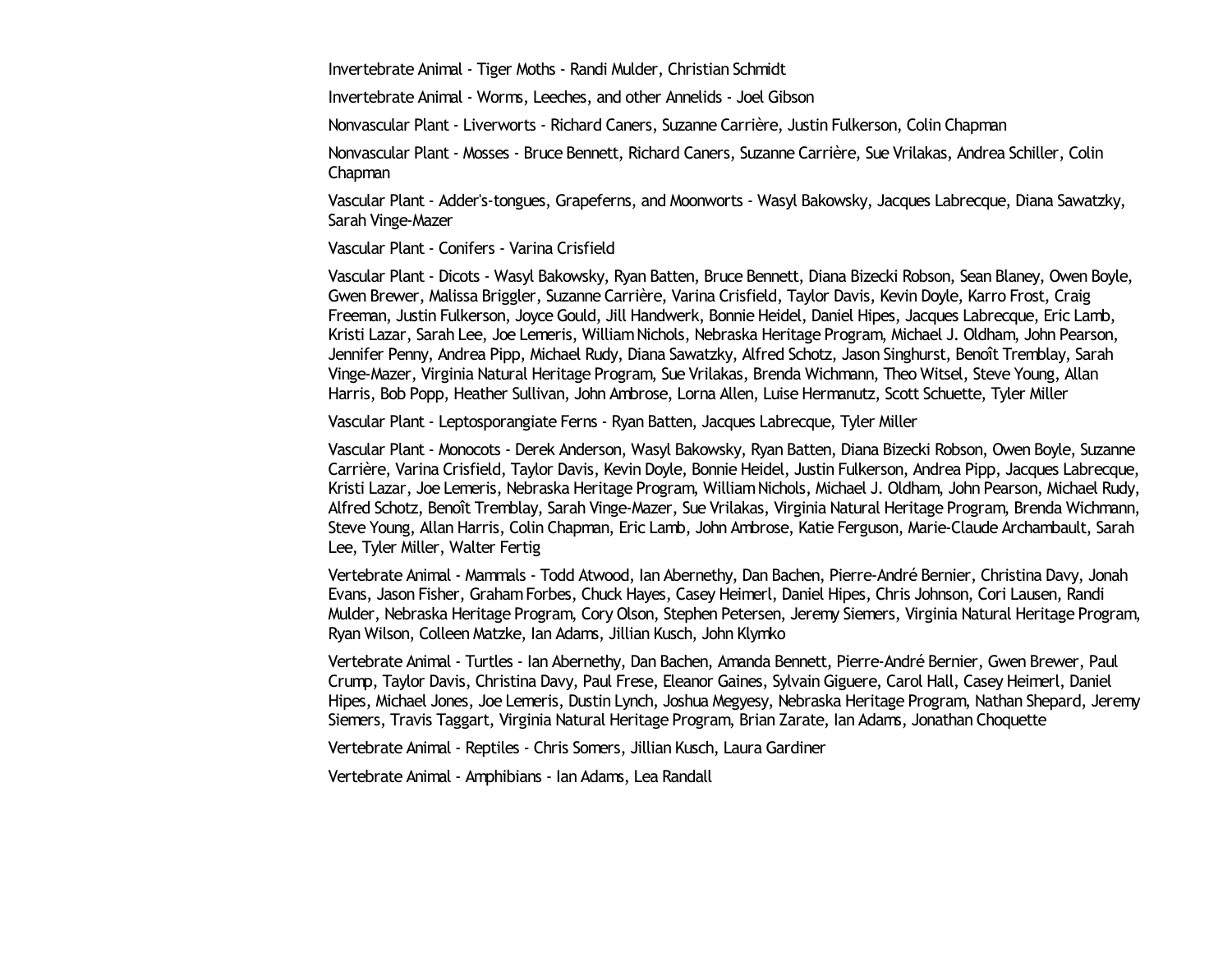Invertebrate Animal - Tiger Moths - Randi Mulder, Christian Schmidt

Invertebrate Animal - Worms, Leeches, and other Annelids - Joel Gibson

Nonvascular Plant - Liverworts - Richard Caners, Suzanne Carrière, Justin Fulkerson, Colin Chapman

Nonvascular Plant - Mosses - Bruce Bennett, Richard Caners, Suzanne Carrière, Sue Vrilakas, Andrea Schiller, Colin Chapman

Vascular Plant - Adder's-tongues, Grapeferns, and Moonworts - Wasyl Bakowsky, Jacques Labrecque, Diana Sawatzky, Sarah Vinge-Mazer

Vascular Plant - Conifers - Varina Crisfield

Vascular Plant - Dicots - Wasyl Bakowsky, Ryan Batten, Bruce Bennett, Diana Bizecki Robson, Sean Blaney, Owen Boyle, Gwen Brewer, Malissa Briggler, Suzanne Carrière, Varina Crisfield, Taylor Davis, Kevin Doyle, Karro Frost, Craig Freeman, Justin Fulkerson, Joyce Gould, Jill Handwerk, Bonnie Heidel, Daniel Hipes, Jacques Labrecque, Eric Lamb, Kristi Lazar, Sarah Lee, Joe Lemeris, William Nichols, Nebraska Heritage Program, Michael J. Oldham, John Pearson, Jennifer Penny, Andrea Pipp, Michael Rudy, Diana Sawatzky, Alfred Schotz, Jason Singhurst, Benoît Tremblay, Sarah Vinge-Mazer, Virginia Natural Heritage Program, Sue Vrilakas, Brenda Wichmann, Theo Witsel, Steve Young, Allan Harris, Bob Popp, Heather Sullivan, John Ambrose, Lorna Allen, Luise Hermanutz, Scott Schuette, Tyler Miller

Vascular Plant - Leptosporangiate Ferns - Ryan Batten, Jacques Labrecque, Tyler Miller

Vascular Plant - Monocots - Derek Anderson, Wasyl Bakowsky, Ryan Batten, Diana Bizecki Robson, Owen Boyle, Suzanne Carrière, Varina Crisfield, Taylor Davis, Kevin Doyle, Bonnie Heidel, Justin Fulkerson, Andrea Pipp, Jacques Labrecque, Kristi Lazar, Joe Lemeris, Nebraska Heritage Program, William Nichols, Michael J. Oldham, John Pearson, Michael Rudy, Alfred Schotz, Benoît Tremblay, Sarah Vinge-Mazer, Sue Vrilakas, Virginia Natural Heritage Program, Brenda Wichmann, Steve Young, Allan Harris, Colin Chapman, Eric Lamb, John Ambrose, Katie Ferguson, Marie-Claude Archambault, Sarah Lee, Tyler Miller, Walter Fertig

Vertebrate Animal - Mammals - Todd Atwood, Ian Abernethy, Dan Bachen, Pierre-André Bernier, Christina Davy, Jonah Evans, Jason Fisher, Graham Forbes, Chuck Hayes, Casey Heimerl, Daniel Hipes, Chris Johnson, Cori Lausen, Randi Mulder, Nebraska Heritage Program, Cory Olson, Stephen Petersen, Jeremy Siemers, Virginia Natural Heritage Program, Ryan Wilson, Colleen Matzke, Ian Adams, Jillian Kusch, John Klymko

Vertebrate Animal - Turtles - Ian Abernethy, Dan Bachen, Amanda Bennett, Pierre-André Bernier, Gwen Brewer, Paul Crump, Taylor Davis, Christina Davy, Paul Frese, Eleanor Gaines, Sylvain Giguere, Carol Hall, Casey Heimerl, Daniel Hipes, Michael Jones, Joe Lemeris, Dustin Lynch, Joshua Megyesy, Nebraska Heritage Program, Nathan Shepard, Jeremy Siemers, Travis Taggart, Virginia Natural Heritage Program, Brian Zarate, Ian Adams, Jonathan Choquette

Vertebrate Animal - Reptiles - Chris Somers, Jillian Kusch, Laura Gardiner

Vertebrate Animal - Amphibians - Ian Adams, Lea Randall